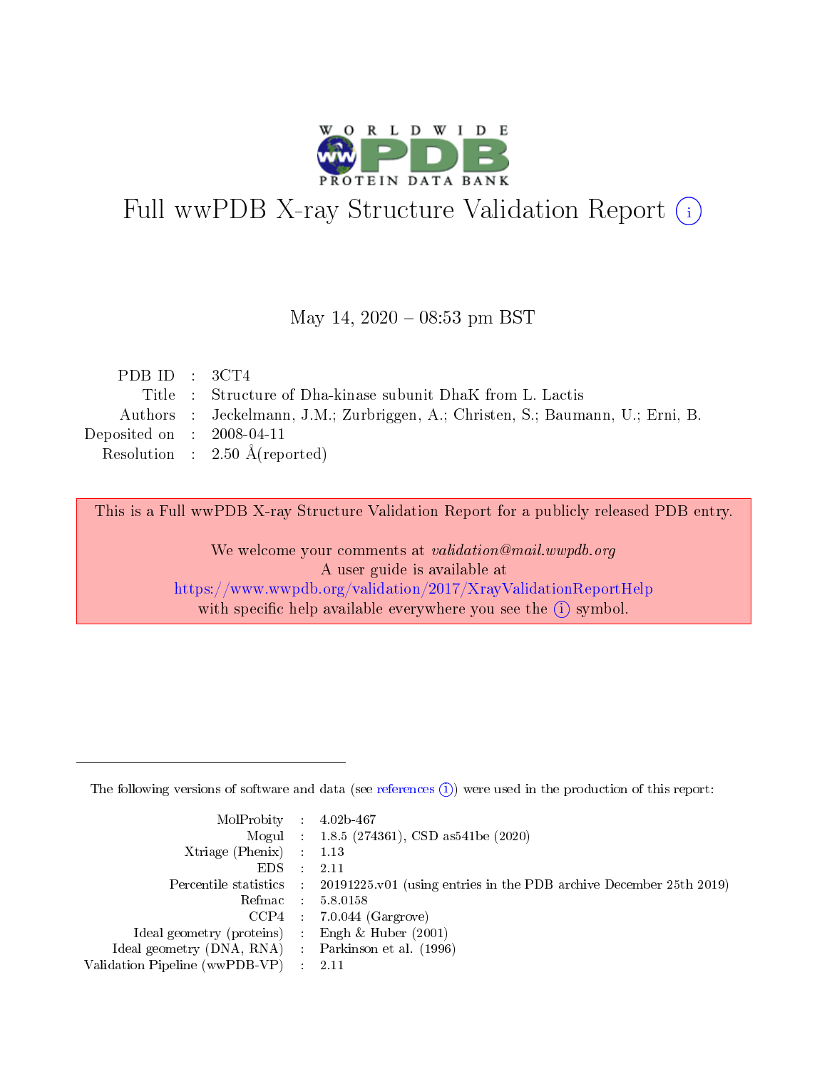WORLDWIDE PROTEIN DATA BANK

# Full wwPDB X-ray Structure Validation Report (i)

May 14, 2020 – 08:53 pm BST

| | | |
|---|---|---|
| PDB ID | : | 3CT4 |
| Title | : | Structure of Dha-kinase subunit DhaK from L. Lactis |
| Authors | : | Jeckelmann, J.M.; Zurbriggen, A.; Christen, S.; Baumann, U.; Erni, B. |
| Deposited on | : | 2008-04-11 |
| Resolution | : | 2.50 Å(reported) |

This is a Full wwPDB X-ray Structure Validation Report for a publicly released PDB entry.

We welcome your comments at *validation@mail.wwpdb.org*
A user guide is available at
https://www.wwpdb.org/validation/2017/XrayValidationReportHelp
with specific help available everywhere you see the (i) symbol.

---

The following versions of software and data (see references (i)) were used in the production of this report:

| | | |
|---|---|---|
| MolProbity | : | 4.02b-467 |
| Mogul | : | 1.8.5 (274361), CSD as541be (2020) |
| Xtriage (Phenix) | : | 1.13 |
| EDS | : | 2.11 |
| Percentile statistics | : | 20191225.v01 (using entries in the PDB archive December 25th 2019) |
| Refmac | : | 5.8.0158 |
| CCP4 | : | 7.0.044 (Gargrove) |
| Ideal geometry (proteins) | : | Engh & Huber (2001) |
| Ideal geometry (DNA, RNA) | : | Parkinson et al. (1996) |
| Validation Pipeline (wwPDB-VP) | : | 2.11 |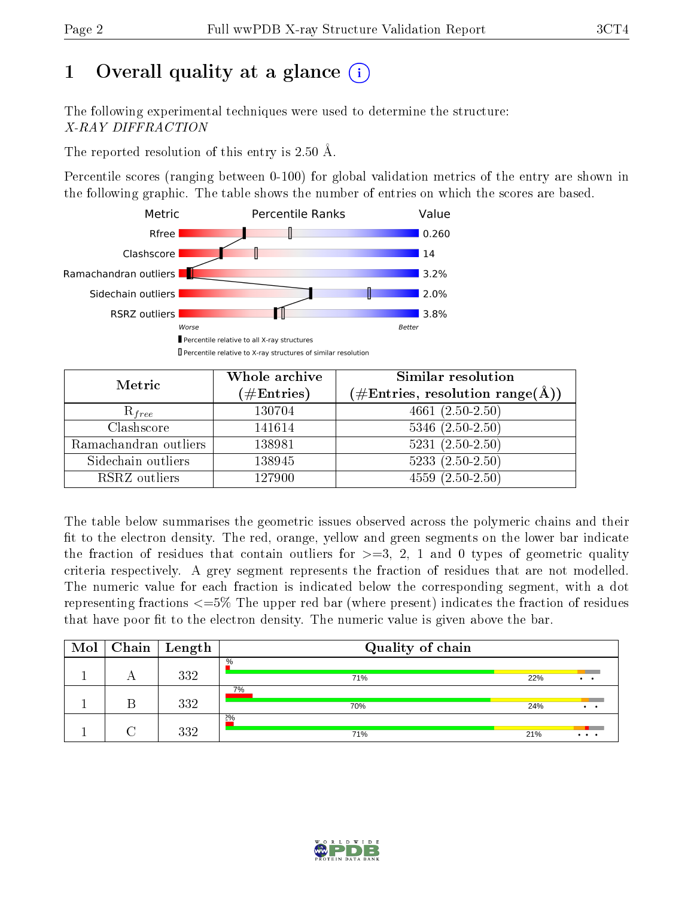# 1 Overall quality at a glance (i)

The following experimental techniques were used to determine the structure: *X-RAY DIFFRACTION*

The reported resolution of this entry is 2.50 Å.

Percentile scores (ranging between 0-100) for global validation metrics of the entry are shown in the following graphic. The table shows the number of entries on which the scores are based.

| Metric | Value |
|---|---|
| Rfree | 0.260 |
| Clashscore | 14 |
| Ramachandran outliers | 3.2% |
| Sidechain outliers | 2.0% |
| RSRZ outliers | 3.8% |

Worse — Better

▮ Percentile relative to all X-ray structures

▯ Percentile relative to X-ray structures of similar resolution

| Metric | Whole archive (#Entries) | Similar resolution (#Entries, resolution range(Å)) |
|---|---|---|
| $R_{free}$ | 130704 | 4661 (2.50-2.50) |
| Clashscore | 141614 | 5346 (2.50-2.50) |
| Ramachandran outliers | 138981 | 5231 (2.50-2.50) |
| Sidechain outliers | 138945 | 5233 (2.50-2.50) |
| RSRZ outliers | 127900 | 4559 (2.50-2.50) |

The table below summarises the geometric issues observed across the polymeric chains and their fit to the electron density. The red, orange, yellow and green segments on the lower bar indicate the fraction of residues that contain outliers for >=3, 2, 1 and 0 types of geometric quality criteria respectively. A grey segment represents the fraction of residues that are not modelled. The numeric value for each fraction is indicated below the corresponding segment, with a dot representing fractions <=5% The upper red bar (where present) indicates the fraction of residues that have poor fit to the electron density. The numeric value is given above the bar.

| Mol | Chain | Length | Quality of chain |
|---|---|---|---|
| 1 | A | 332 | % ; 71% ; 22% ; • • |
| 1 | B | 332 | 7% ; 70% ; 24% ; • • |
| 1 | C | 332 | 2% ; 71% ; 21% ; • • • |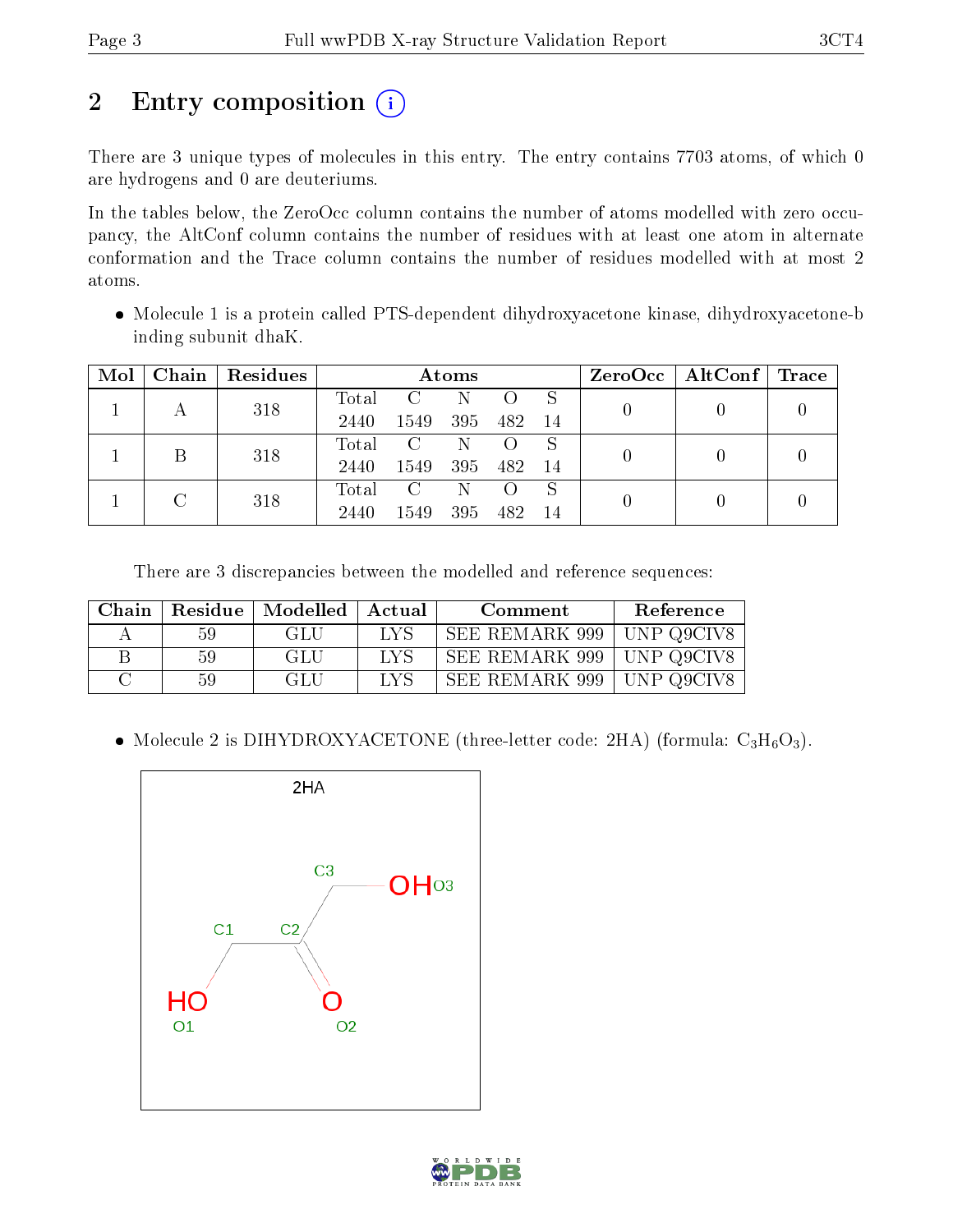## 2 Entry composition

There are 3 unique types of molecules in this entry. The entry contains 7703 atoms, of which 0 are hydrogens and 0 are deuteriums.

In the tables below, the ZeroOcc column contains the number of atoms modelled with zero occupancy, the AltConf column contains the number of residues with at least one atom in alternate conformation and the Trace column contains the number of residues modelled with at most 2 atoms.

- Molecule 1 is a protein called PTS-dependent dihydroxyacetone kinase, dihydroxyacetone-binding subunit dhaK.

| Mol | Chain | Residues | Atoms | | | | | ZeroOcc | AltConf | Trace |
|---|---|---|---|---|---|---|---|---|---|---|
| 1 | A | 318 | Total 2440 | C 1549 | N 395 | O 482 | S 14 | 0 | 0 | 0 |
| 1 | B | 318 | Total 2440 | C 1549 | N 395 | O 482 | S 14 | 0 | 0 | 0 |
| 1 | C | 318 | Total 2440 | C 1549 | N 395 | O 482 | S 14 | 0 | 0 | 0 |

There are 3 discrepancies between the modelled and reference sequences:

| Chain | Residue | Modelled | Actual | Comment | Reference |
|---|---|---|---|---|---|
| A | 59 | GLU | LYS | SEE REMARK 999 | UNP Q9CIV8 |
| B | 59 | GLU | LYS | SEE REMARK 999 | UNP Q9CIV8 |
| C | 59 | GLU | LYS | SEE REMARK 999 | UNP Q9CIV8 |

- Molecule 2 is DIHYDROXYACETONE (three-letter code: 2HA) (formula: $C_3H_6O_3$).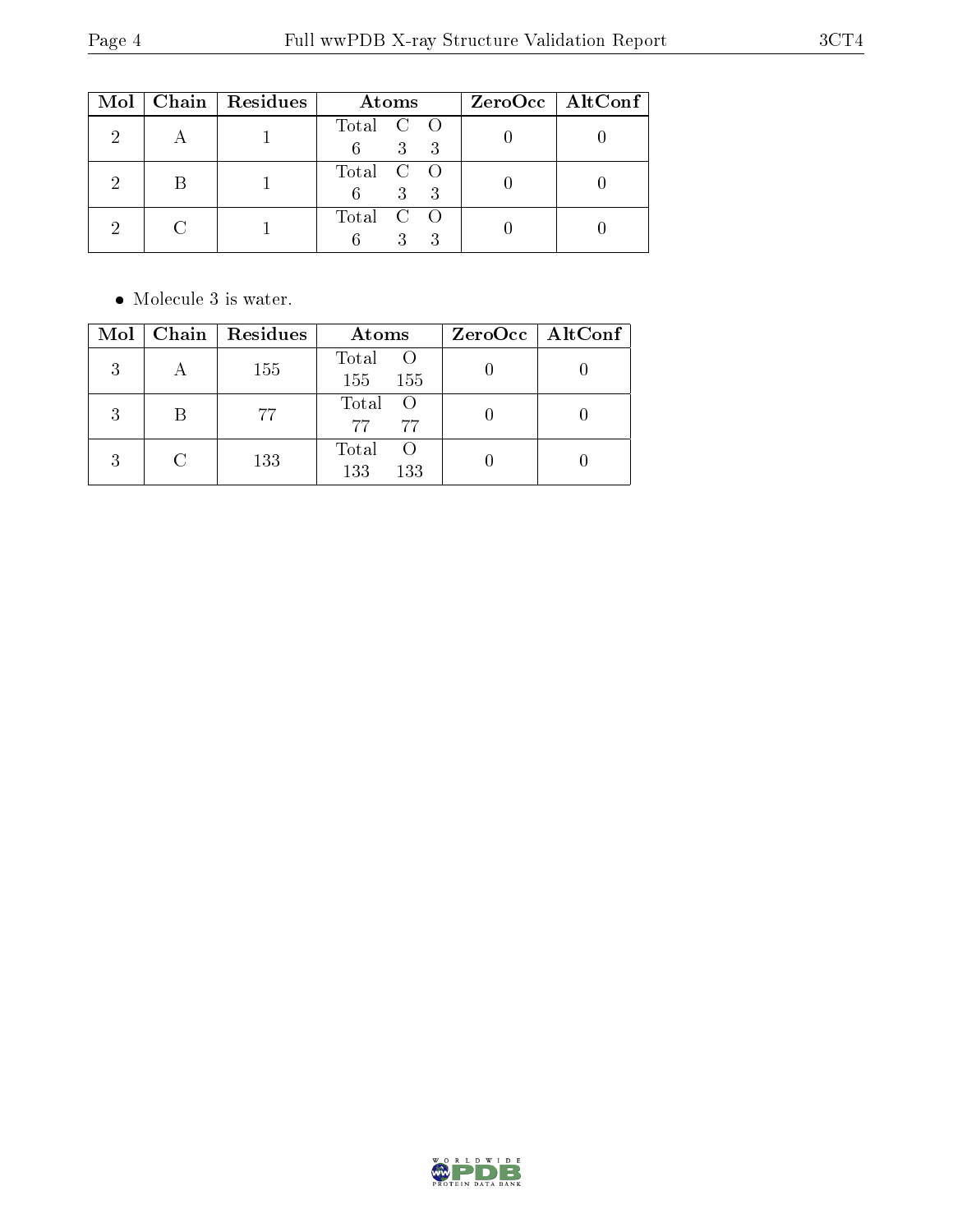| Mol | Chain | Residues | Atoms | | | ZeroOcc | AltConf |
|---|---|---|---|---|---|---|---|
| 2 | A | 1 | Total<br>6 | C<br>3 | O<br>3 | 0 | 0 |
| 2 | B | 1 | Total<br>6 | C<br>3 | O<br>3 | 0 | 0 |
| 2 | C | 1 | Total<br>6 | C<br>3 | O<br>3 | 0 | 0 |

- Molecule 3 is water.

| Mol | Chain | Residues | Atoms | | ZeroOcc | AltConf |
|---|---|---|---|---|---|---|
| 3 | A | 155 | Total<br>155 | O<br>155 | 0 | 0 |
| 3 | B | 77 | Total<br>77 | O<br>77 | 0 | 0 |
| 3 | C | 133 | Total<br>133 | O<br>133 | 0 | 0 |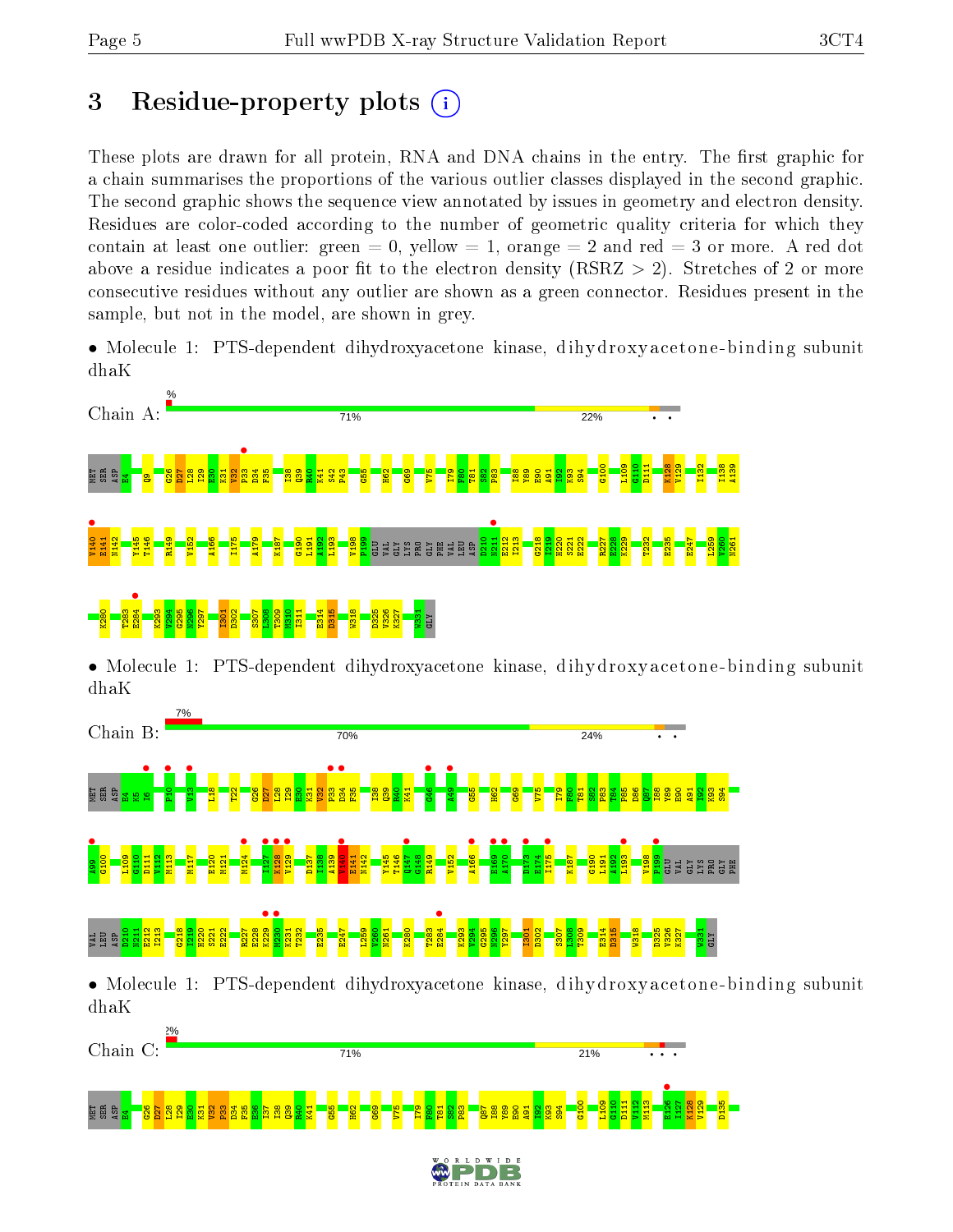# 3 Residue-property plots

These plots are drawn for all protein, RNA and DNA chains in the entry. The first graphic for a chain summarises the proportions of the various outlier classes displayed in the second graphic. The second graphic shows the sequence view annotated by issues in geometry and electron density. Residues are color-coded according to the number of geometric quality criteria for which they contain at least one outlier: green = 0, yellow = 1, orange = 2 and red = 3 or more. A red dot above a residue indicates a poor fit to the electron density (RSRZ > 2). Stretches of 2 or more consecutive residues without any outlier are shown as a green connector. Residues present in the sample, but not in the model, are shown in grey.

- Molecule 1: PTS-dependent dihydroxyacetone kinase, dihydroxyacetone-binding subunit dhaK

Chain A: % 71% 22%

- Molecule 1: PTS-dependent dihydroxyacetone kinase, dihydroxyacetone-binding subunit dhaK

Chain B: 7% 70% 24%

- Molecule 1: PTS-dependent dihydroxyacetone kinase, dihydroxyacetone-binding subunit dhaK

Chain C: 2% 71% 21%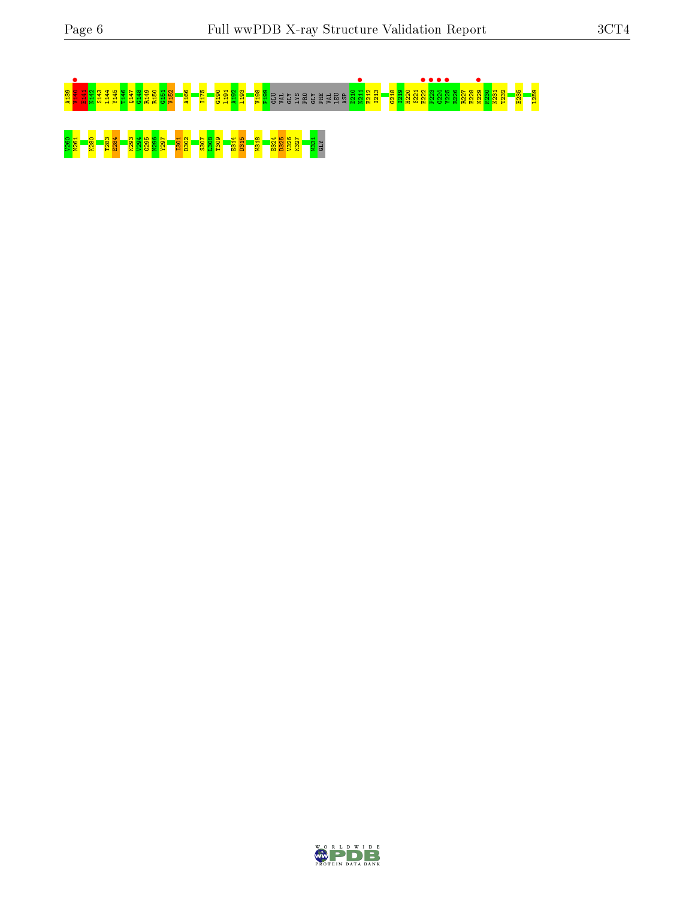A139 T140 E141 N142 S143 L144 Y145 T146 Q147 G148 R149 R150 G151 V152 A166 I175 G190 L191 A192 L193 V198 P199 GLU VAL GLY LYS PRO GLY PHE VAL LEU ASP D210 N211 E212 I213 G218 I219 H220 S221 E222 P223 G224 Y225 R226 R227 E228 K229 N230 K231 T232 E235 L259

V260 N261 K280 T283 E284 K293 V294 G295 N296 Y297 I301 D302 S307 L308 T309 E314 D315 W318 E324 D325 V326 K327 W331 GLY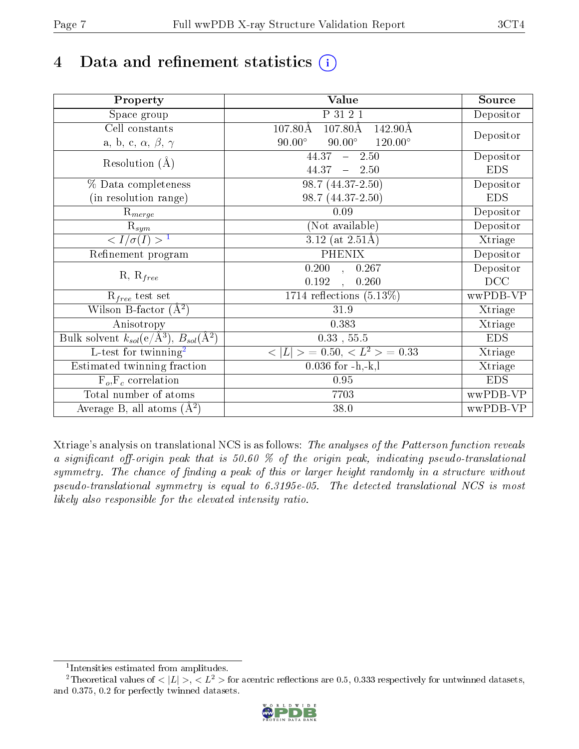# 4 Data and refinement statistics (i)

| Property | Value | Source |
|---|---|---|
| Space group | P 31 2 1 | Depositor |
| Cell constants<br>a, b, c, $\alpha$, $\beta$, $\gamma$ | 107.80Å 107.80Å 142.90Å<br>90.00° 90.00° 120.00° | Depositor |
| Resolution (Å) | 44.37 – 2.50<br>44.37 – 2.50 | Depositor<br>EDS |
| % Data completeness<br>(in resolution range) | 98.7 (44.37-2.50)<br>98.7 (44.37-2.50) | Depositor<br>EDS |
| $R_{merge}$ | 0.09 | Depositor |
| $R_{sym}$ | (Not available) | Depositor |
| $< I/\sigma(I) >$ [1] | 3.12 (at 2.51Å) | Xtriage |
| Refinement program | PHENIX | Depositor |
| R, $R_{free}$ | 0.200 , 0.267<br>0.192 , 0.260 | Depositor<br>DCC |
| $R_{free}$ test set | 1714 reflections (5.13%) | wwPDB-VP |
| Wilson B-factor (Å$^2$) | 31.9 | Xtriage |
| Anisotropy | 0.383 | Xtriage |
| Bulk solvent $k_{sol}$(e/Å$^3$), $B_{sol}$(Å$^2$) | 0.33 , 55.5 | EDS |
| L-test for twinning[2] | $< \lvert L \rvert >$ = 0.50, $< L^2 >$ = 0.33 | Xtriage |
| Estimated twinning fraction | 0.036 for -h,-k,l | Xtriage |
| $F_o$,$F_c$ correlation | 0.95 | EDS |
| Total number of atoms | 7703 | wwPDB-VP |
| Average B, all atoms (Å$^2$) | 38.0 | wwPDB-VP |

Xtriage's analysis on translational NCS is as follows: *The analyses of the Patterson function reveals a significant off-origin peak that is 50.60 % of the origin peak, indicating pseudo-translational symmetry. The chance of finding a peak of this or larger height randomly in a structure without pseudo-translational symmetry is equal to 6.3195e-05. The detected translational NCS is most likely also responsible for the elevated intensity ratio.*

[1] Intensities estimated from amplitudes.

[2] Theoretical values of $< \lvert L \rvert >$, $< L^2 >$ for acentric reflections are 0.5, 0.333 respectively for untwinned datasets, and 0.375, 0.2 for perfectly twinned datasets.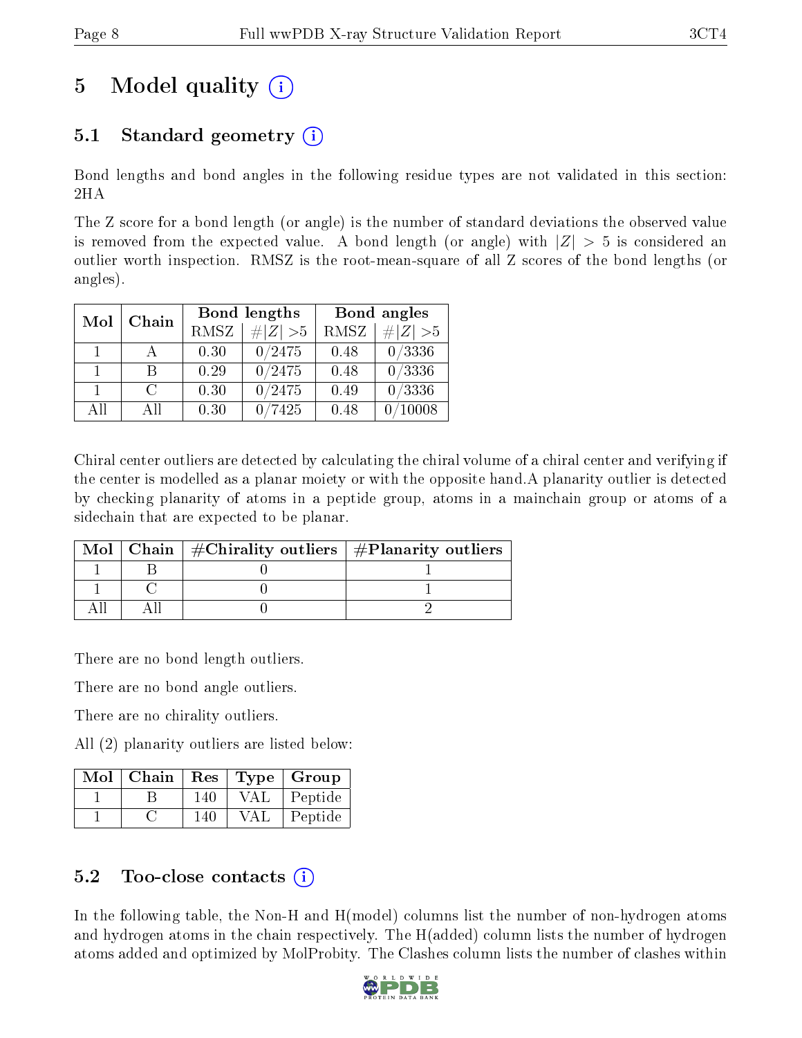# 5 Model quality (i)

## 5.1 Standard geometry (i)

Bond lengths and bond angles in the following residue types are not validated in this section: 2HA

The Z score for a bond length (or angle) is the number of standard deviations the observed value is removed from the expected value. A bond length (or angle) with $|Z| > 5$ is considered an outlier worth inspection. RMSZ is the root-mean-square of all Z scores of the bond lengths (or angles).

| Mol | Chain | Bond lengths | | Bond angles | |
|---|---|---|---|---|---|
| | | RMSZ | #$\|Z\|$ >5 | RMSZ | #$\|Z\|$ >5 |
| 1 | A | 0.30 | 0/2475 | 0.48 | 0/3336 |
| 1 | B | 0.29 | 0/2475 | 0.48 | 0/3336 |
| 1 | C | 0.30 | 0/2475 | 0.49 | 0/3336 |
| All | All | 0.30 | 0/7425 | 0.48 | 0/10008 |

Chiral center outliers are detected by calculating the chiral volume of a chiral center and verifying if the center is modelled as a planar moiety or with the opposite hand.A planarity outlier is detected by checking planarity of atoms in a peptide group, atoms in a mainchain group or atoms of a sidechain that are expected to be planar.

| Mol | Chain | #Chirality outliers | #Planarity outliers |
|---|---|---|---|
| 1 | B | 0 | 1 |
| 1 | C | 0 | 1 |
| All | All | 0 | 2 |

There are no bond length outliers.

There are no bond angle outliers.

There are no chirality outliers.

All (2) planarity outliers are listed below:

| Mol | Chain | Res | Type | Group |
|---|---|---|---|---|
| 1 | B | 140 | VAL | Peptide |
| 1 | C | 140 | VAL | Peptide |

## 5.2 Too-close contacts (i)

In the following table, the Non-H and H(model) columns list the number of non-hydrogen atoms and hydrogen atoms in the chain respectively. The H(added) column lists the number of hydrogen atoms added and optimized by MolProbity. The Clashes column lists the number of clashes within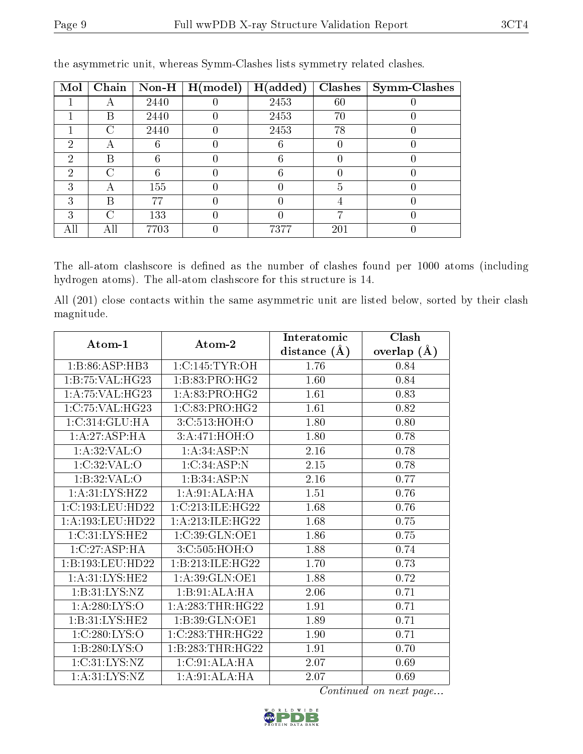the asymmetric unit, whereas Symm-Clashes lists symmetry related clashes.

| Mol | Chain | Non-H | H(model) | H(added) | Clashes | Symm-Clashes |
|---|---|---|---|---|---|---|
| 1 | A | 2440 | 0 | 2453 | 60 | 0 |
| 1 | B | 2440 | 0 | 2453 | 70 | 0 |
| 1 | C | 2440 | 0 | 2453 | 78 | 0 |
| 2 | A | 6 | 0 | 6 | 0 | 0 |
| 2 | B | 6 | 0 | 6 | 0 | 0 |
| 2 | C | 6 | 0 | 6 | 0 | 0 |
| 3 | A | 155 | 0 | 0 | 5 | 0 |
| 3 | B | 77 | 0 | 0 | 4 | 0 |
| 3 | C | 133 | 0 | 0 | 7 | 0 |
| All | All | 7703 | 0 | 7377 | 201 | 0 |

The all-atom clashscore is defined as the number of clashes found per 1000 atoms (including hydrogen atoms). The all-atom clashscore for this structure is 14.

All (201) close contacts within the same asymmetric unit are listed below, sorted by their clash magnitude.

| Atom-1 | Atom-2 | Interatomic distance (Å) | Clash overlap (Å) |
|---|---|---|---|
| 1:B:86:ASP:HB3 | 1:C:145:TYR:OH | 1.76 | 0.84 |
| 1:B:75:VAL:HG23 | 1:B:83:PRO:HG2 | 1.60 | 0.84 |
| 1:A:75:VAL:HG23 | 1:A:83:PRO:HG2 | 1.61 | 0.83 |
| 1:C:75:VAL:HG23 | 1:C:83:PRO:HG2 | 1.61 | 0.82 |
| 1:C:314:GLU:HA | 3:C:513:HOH:O | 1.80 | 0.80 |
| 1:A:27:ASP:HA | 3:A:471:HOH:O | 1.80 | 0.78 |
| 1:A:32:VAL:O | 1:A:34:ASP:N | 2.16 | 0.78 |
| 1:C:32:VAL:O | 1:C:34:ASP:N | 2.15 | 0.78 |
| 1:B:32:VAL:O | 1:B:34:ASP:N | 2.16 | 0.77 |
| 1:A:31:LYS:HZ2 | 1:A:91:ALA:HA | 1.51 | 0.76 |
| 1:C:193:LEU:HD22 | 1:C:213:ILE:HG22 | 1.68 | 0.76 |
| 1:A:193:LEU:HD22 | 1:A:213:ILE:HG22 | 1.68 | 0.75 |
| 1:C:31:LYS:HE2 | 1:C:39:GLN:OE1 | 1.86 | 0.75 |
| 1:C:27:ASP:HA | 3:C:505:HOH:O | 1.88 | 0.74 |
| 1:B:193:LEU:HD22 | 1:B:213:ILE:HG22 | 1.70 | 0.73 |
| 1:A:31:LYS:HE2 | 1:A:39:GLN:OE1 | 1.88 | 0.72 |
| 1:B:31:LYS:NZ | 1:B:91:ALA:HA | 2.06 | 0.71 |
| 1:A:280:LYS:O | 1:A:283:THR:HG22 | 1.91 | 0.71 |
| 1:B:31:LYS:HE2 | 1:B:39:GLN:OE1 | 1.89 | 0.71 |
| 1:C:280:LYS:O | 1:C:283:THR:HG22 | 1.90 | 0.71 |
| 1:B:280:LYS:O | 1:B:283:THR:HG22 | 1.91 | 0.70 |
| 1:C:31:LYS:NZ | 1:C:91:ALA:HA | 2.07 | 0.69 |
| 1:A:31:LYS:NZ | 1:A:91:ALA:HA | 2.07 | 0.69 |

*Continued on next page...*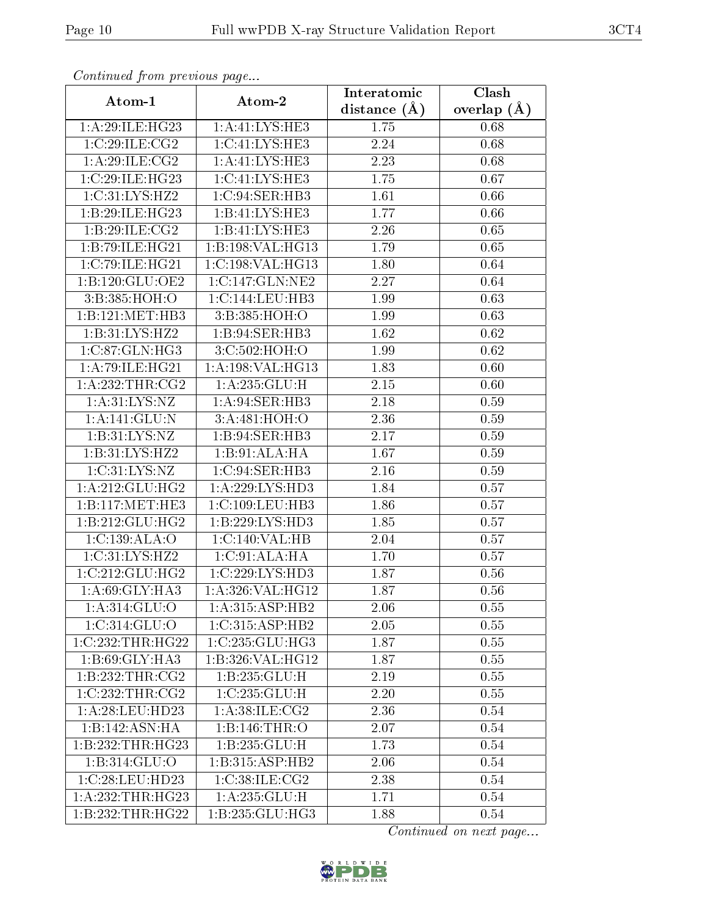*Continued from previous page...*

| Atom-1 | Atom-2 | Interatomic distance (Å) | Clash overlap (Å) |
|---|---|---|---|
| 1:A:29:ILE:HG23 | 1:A:41:LYS:HE3 | 1.75 | 0.68 |
| 1:C:29:ILE:CG2 | 1:C:41:LYS:HE3 | 2.24 | 0.68 |
| 1:A:29:ILE:CG2 | 1:A:41:LYS:HE3 | 2.23 | 0.68 |
| 1:C:29:ILE:HG23 | 1:C:41:LYS:HE3 | 1.75 | 0.67 |
| 1:C:31:LYS:HZ2 | 1:C:94:SER:HB3 | 1.61 | 0.66 |
| 1:B:29:ILE:HG23 | 1:B:41:LYS:HE3 | 1.77 | 0.66 |
| 1:B:29:ILE:CG2 | 1:B:41:LYS:HE3 | 2.26 | 0.65 |
| 1:B:79:ILE:HG21 | 1:B:198:VAL:HG13 | 1.79 | 0.65 |
| 1:C:79:ILE:HG21 | 1:C:198:VAL:HG13 | 1.80 | 0.64 |
| 1:B:120:GLU:OE2 | 1:C:147:GLN:NE2 | 2.27 | 0.64 |
| 3:B:385:HOH:O | 1:C:144:LEU:HB3 | 1.99 | 0.63 |
| 1:B:121:MET:HB3 | 3:B:385:HOH:O | 1.99 | 0.63 |
| 1:B:31:LYS:HZ2 | 1:B:94:SER:HB3 | 1.62 | 0.62 |
| 1:C:87:GLN:HG3 | 3:C:502:HOH:O | 1.99 | 0.62 |
| 1:A:79:ILE:HG21 | 1:A:198:VAL:HG13 | 1.83 | 0.60 |
| 1:A:232:THR:CG2 | 1:A:235:GLU:H | 2.15 | 0.60 |
| 1:A:31:LYS:NZ | 1:A:94:SER:HB3 | 2.18 | 0.59 |
| 1:A:141:GLU:N | 3:A:481:HOH:O | 2.36 | 0.59 |
| 1:B:31:LYS:NZ | 1:B:94:SER:HB3 | 2.17 | 0.59 |
| 1:B:31:LYS:HZ2 | 1:B:91:ALA:HA | 1.67 | 0.59 |
| 1:C:31:LYS:NZ | 1:C:94:SER:HB3 | 2.16 | 0.59 |
| 1:A:212:GLU:HG2 | 1:A:229:LYS:HD3 | 1.84 | 0.57 |
| 1:B:117:MET:HE3 | 1:C:109:LEU:HB3 | 1.86 | 0.57 |
| 1:B:212:GLU:HG2 | 1:B:229:LYS:HD3 | 1.85 | 0.57 |
| 1:C:139:ALA:O | 1:C:140:VAL:HB | 2.04 | 0.57 |
| 1:C:31:LYS:HZ2 | 1:C:91:ALA:HA | 1.70 | 0.57 |
| 1:C:212:GLU:HG2 | 1:C:229:LYS:HD3 | 1.87 | 0.56 |
| 1:A:69:GLY:HA3 | 1:A:326:VAL:HG12 | 1.87 | 0.56 |
| 1:A:314:GLU:O | 1:A:315:ASP:HB2 | 2.06 | 0.55 |
| 1:C:314:GLU:O | 1:C:315:ASP:HB2 | 2.05 | 0.55 |
| 1:C:232:THR:HG22 | 1:C:235:GLU:HG3 | 1.87 | 0.55 |
| 1:B:69:GLY:HA3 | 1:B:326:VAL:HG12 | 1.87 | 0.55 |
| 1:B:232:THR:CG2 | 1:B:235:GLU:H | 2.19 | 0.55 |
| 1:C:232:THR:CG2 | 1:C:235:GLU:H | 2.20 | 0.55 |
| 1:A:28:LEU:HD23 | 1:A:38:ILE:CG2 | 2.36 | 0.54 |
| 1:B:142:ASN:HA | 1:B:146:THR:O | 2.07 | 0.54 |
| 1:B:232:THR:HG23 | 1:B:235:GLU:H | 1.73 | 0.54 |
| 1:B:314:GLU:O | 1:B:315:ASP:HB2 | 2.06 | 0.54 |
| 1:C:28:LEU:HD23 | 1:C:38:ILE:CG2 | 2.38 | 0.54 |
| 1:A:232:THR:HG23 | 1:A:235:GLU:H | 1.71 | 0.54 |
| 1:B:232:THR:HG22 | 1:B:235:GLU:HG3 | 1.88 | 0.54 |

*Continued on next page...*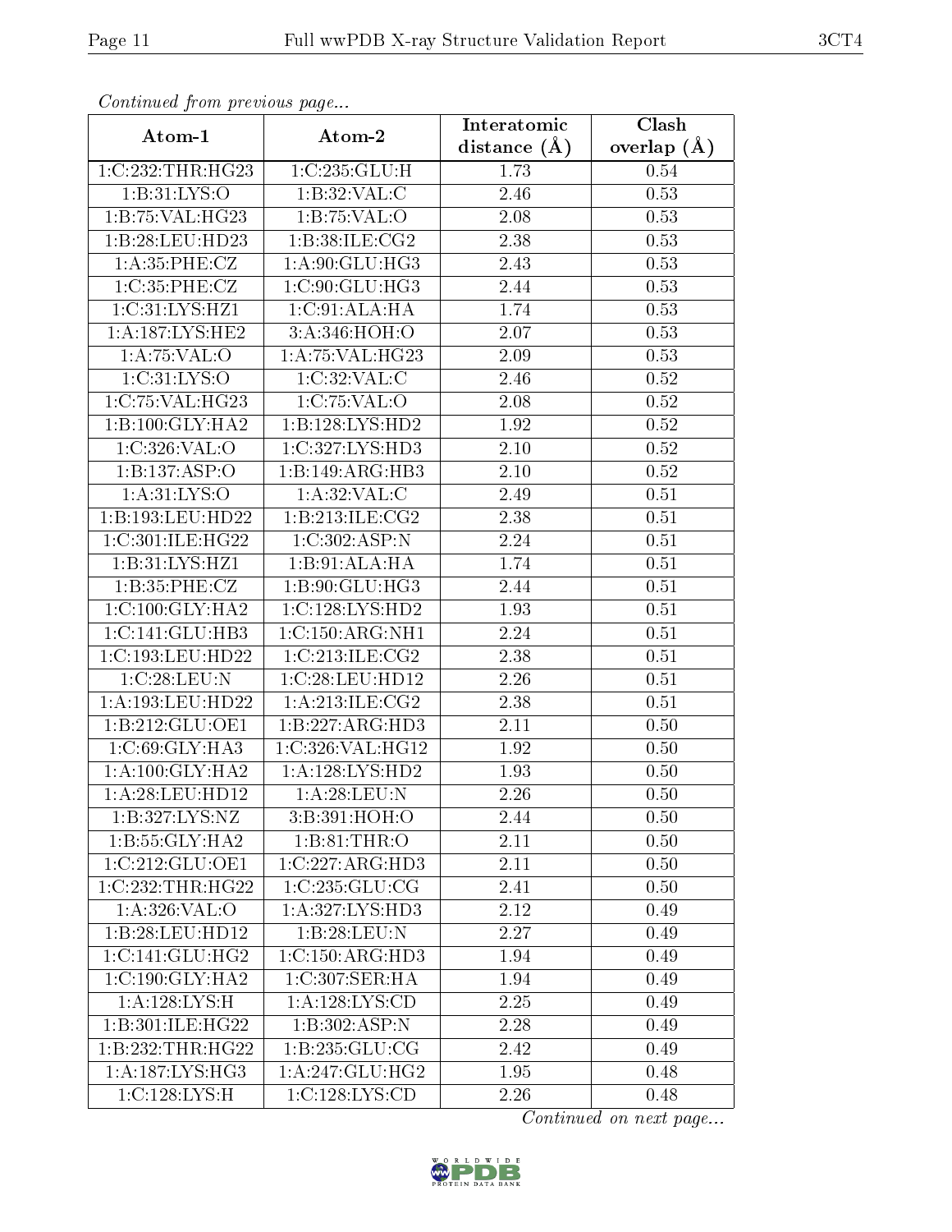*Continued from previous page...*

| Atom-1 | Atom-2 | Interatomic distance (Å) | Clash overlap (Å) |
| --- | --- | --- | --- |
| 1:C:232:THR:HG23 | 1:C:235:GLU:H | 1.73 | 0.54 |
| 1:B:31:LYS:O | 1:B:32:VAL:C | 2.46 | 0.53 |
| 1:B:75:VAL:HG23 | 1:B:75:VAL:O | 2.08 | 0.53 |
| 1:B:28:LEU:HD23 | 1:B:38:ILE:CG2 | 2.38 | 0.53 |
| 1:A:35:PHE:CZ | 1:A:90:GLU:HG3 | 2.43 | 0.53 |
| 1:C:35:PHE:CZ | 1:C:90:GLU:HG3 | 2.44 | 0.53 |
| 1:C:31:LYS:HZ1 | 1:C:91:ALA:HA | 1.74 | 0.53 |
| 1:A:187:LYS:HE2 | 3:A:346:HOH:O | 2.07 | 0.53 |
| 1:A:75:VAL:O | 1:A:75:VAL:HG23 | 2.09 | 0.53 |
| 1:C:31:LYS:O | 1:C:32:VAL:C | 2.46 | 0.52 |
| 1:C:75:VAL:HG23 | 1:C:75:VAL:O | 2.08 | 0.52 |
| 1:B:100:GLY:HA2 | 1:B:128:LYS:HD2 | 1.92 | 0.52 |
| 1:C:326:VAL:O | 1:C:327:LYS:HD3 | 2.10 | 0.52 |
| 1:B:137:ASP:O | 1:B:149:ARG:HB3 | 2.10 | 0.52 |
| 1:A:31:LYS:O | 1:A:32:VAL:C | 2.49 | 0.51 |
| 1:B:193:LEU:HD22 | 1:B:213:ILE:CG2 | 2.38 | 0.51 |
| 1:C:301:ILE:HG22 | 1:C:302:ASP:N | 2.24 | 0.51 |
| 1:B:31:LYS:HZ1 | 1:B:91:ALA:HA | 1.74 | 0.51 |
| 1:B:35:PHE:CZ | 1:B:90:GLU:HG3 | 2.44 | 0.51 |
| 1:C:100:GLY:HA2 | 1:C:128:LYS:HD2 | 1.93 | 0.51 |
| 1:C:141:GLU:HB3 | 1:C:150:ARG:NH1 | 2.24 | 0.51 |
| 1:C:193:LEU:HD22 | 1:C:213:ILE:CG2 | 2.38 | 0.51 |
| 1:C:28:LEU:N | 1:C:28:LEU:HD12 | 2.26 | 0.51 |
| 1:A:193:LEU:HD22 | 1:A:213:ILE:CG2 | 2.38 | 0.51 |
| 1:B:212:GLU:OE1 | 1:B:227:ARG:HD3 | 2.11 | 0.50 |
| 1:C:69:GLY:HA3 | 1:C:326:VAL:HG12 | 1.92 | 0.50 |
| 1:A:100:GLY:HA2 | 1:A:128:LYS:HD2 | 1.93 | 0.50 |
| 1:A:28:LEU:HD12 | 1:A:28:LEU:N | 2.26 | 0.50 |
| 1:B:327:LYS:NZ | 3:B:391:HOH:O | 2.44 | 0.50 |
| 1:B:55:GLY:HA2 | 1:B:81:THR:O | 2.11 | 0.50 |
| 1:C:212:GLU:OE1 | 1:C:227:ARG:HD3 | 2.11 | 0.50 |
| 1:C:232:THR:HG22 | 1:C:235:GLU:CG | 2.41 | 0.50 |
| 1:A:326:VAL:O | 1:A:327:LYS:HD3 | 2.12 | 0.49 |
| 1:B:28:LEU:HD12 | 1:B:28:LEU:N | 2.27 | 0.49 |
| 1:C:141:GLU:HG2 | 1:C:150:ARG:HD3 | 1.94 | 0.49 |
| 1:C:190:GLY:HA2 | 1:C:307:SER:HA | 1.94 | 0.49 |
| 1:A:128:LYS:H | 1:A:128:LYS:CD | 2.25 | 0.49 |
| 1:B:301:ILE:HG22 | 1:B:302:ASP:N | 2.28 | 0.49 |
| 1:B:232:THR:HG22 | 1:B:235:GLU:CG | 2.42 | 0.49 |
| 1:A:187:LYS:HG3 | 1:A:247:GLU:HG2 | 1.95 | 0.48 |
| 1:C:128:LYS:H | 1:C:128:LYS:CD | 2.26 | 0.48 |

*Continued on next page...*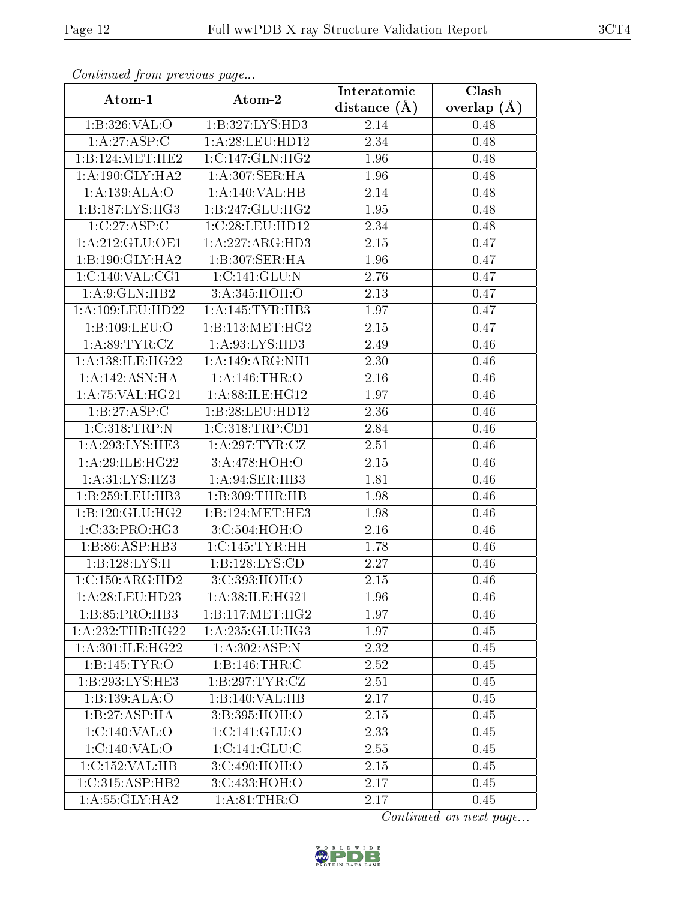*Continued from previous page...*

| Atom-1 | Atom-2 | Interatomic distance (Å) | Clash overlap (Å) |
|---|---|---|---|
| 1:B:326:VAL:O | 1:B:327:LYS:HD3 | 2.14 | 0.48 |
| 1:A:27:ASP:C | 1:A:28:LEU:HD12 | 2.34 | 0.48 |
| 1:B:124:MET:HE2 | 1:C:147:GLN:HG2 | 1.96 | 0.48 |
| 1:A:190:GLY:HA2 | 1:A:307:SER:HA | 1.96 | 0.48 |
| 1:A:139:ALA:O | 1:A:140:VAL:HB | 2.14 | 0.48 |
| 1:B:187:LYS:HG3 | 1:B:247:GLU:HG2 | 1.95 | 0.48 |
| 1:C:27:ASP:C | 1:C:28:LEU:HD12 | 2.34 | 0.48 |
| 1:A:212:GLU:OE1 | 1:A:227:ARG:HD3 | 2.15 | 0.47 |
| 1:B:190:GLY:HA2 | 1:B:307:SER:HA | 1.96 | 0.47 |
| 1:C:140:VAL:CG1 | 1:C:141:GLU:N | 2.76 | 0.47 |
| 1:A:9:GLN:HB2 | 3:A:345:HOH:O | 2.13 | 0.47 |
| 1:A:109:LEU:HD22 | 1:A:145:TYR:HB3 | 1.97 | 0.47 |
| 1:B:109:LEU:O | 1:B:113:MET:HG2 | 2.15 | 0.47 |
| 1:A:89:TYR:CZ | 1:A:93:LYS:HD3 | 2.49 | 0.46 |
| 1:A:138:ILE:HG22 | 1:A:149:ARG:NH1 | 2.30 | 0.46 |
| 1:A:142:ASN:HA | 1:A:146:THR:O | 2.16 | 0.46 |
| 1:A:75:VAL:HG21 | 1:A:88:ILE:HG12 | 1.97 | 0.46 |
| 1:B:27:ASP:C | 1:B:28:LEU:HD12 | 2.36 | 0.46 |
| 1:C:318:TRP:N | 1:C:318:TRP:CD1 | 2.84 | 0.46 |
| 1:A:293:LYS:HE3 | 1:A:297:TYR:CZ | 2.51 | 0.46 |
| 1:A:29:ILE:HG22 | 3:A:478:HOH:O | 2.15 | 0.46 |
| 1:A:31:LYS:HZ3 | 1:A:94:SER:HB3 | 1.81 | 0.46 |
| 1:B:259:LEU:HB3 | 1:B:309:THR:HB | 1.98 | 0.46 |
| 1:B:120:GLU:HG2 | 1:B:124:MET:HE3 | 1.98 | 0.46 |
| 1:C:33:PRO:HG3 | 3:C:504:HOH:O | 2.16 | 0.46 |
| 1:B:86:ASP:HB3 | 1:C:145:TYR:HH | 1.78 | 0.46 |
| 1:B:128:LYS:H | 1:B:128:LYS:CD | 2.27 | 0.46 |
| 1:C:150:ARG:HD2 | 3:C:393:HOH:O | 2.15 | 0.46 |
| 1:A:28:LEU:HD23 | 1:A:38:ILE:HG21 | 1.96 | 0.46 |
| 1:B:85:PRO:HB3 | 1:B:117:MET:HG2 | 1.97 | 0.46 |
| 1:A:232:THR:HG22 | 1:A:235:GLU:HG3 | 1.97 | 0.45 |
| 1:A:301:ILE:HG22 | 1:A:302:ASP:N | 2.32 | 0.45 |
| 1:B:145:TYR:O | 1:B:146:THR:C | 2.52 | 0.45 |
| 1:B:293:LYS:HE3 | 1:B:297:TYR:CZ | 2.51 | 0.45 |
| 1:B:139:ALA:O | 1:B:140:VAL:HB | 2.17 | 0.45 |
| 1:B:27:ASP:HA | 3:B:395:HOH:O | 2.15 | 0.45 |
| 1:C:140:VAL:O | 1:C:141:GLU:O | 2.33 | 0.45 |
| 1:C:140:VAL:O | 1:C:141:GLU:C | 2.55 | 0.45 |
| 1:C:152:VAL:HB | 3:C:490:HOH:O | 2.15 | 0.45 |
| 1:C:315:ASP:HB2 | 3:C:433:HOH:O | 2.17 | 0.45 |
| 1:A:55:GLY:HA2 | 1:A:81:THR:O | 2.17 | 0.45 |

*Continued on next page...*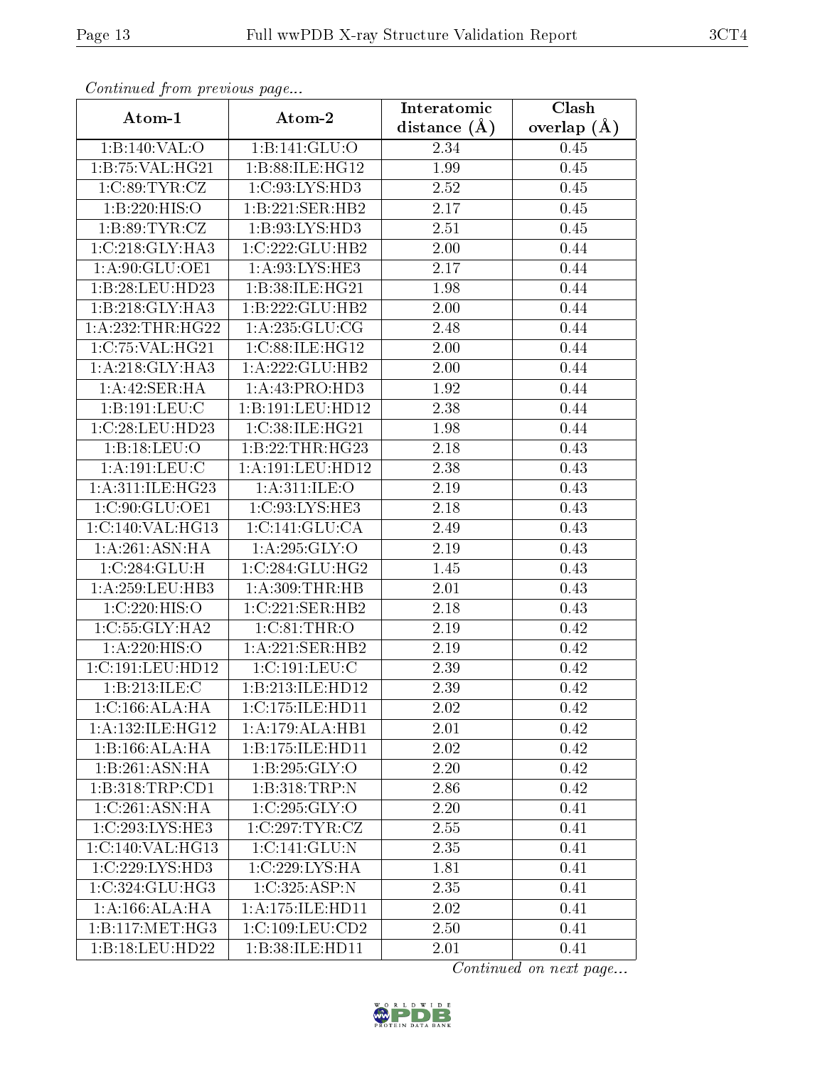*Continued from previous page...*

| Atom-1 | Atom-2 | Interatomic distance (Å) | Clash overlap (Å) |
|---|---|---|---|
| 1:B:140:VAL:O | 1:B:141:GLU:O | 2.34 | 0.45 |
| 1:B:75:VAL:HG21 | 1:B:88:ILE:HG12 | 1.99 | 0.45 |
| 1:C:89:TYR:CZ | 1:C:93:LYS:HD3 | 2.52 | 0.45 |
| 1:B:220:HIS:O | 1:B:221:SER:HB2 | 2.17 | 0.45 |
| 1:B:89:TYR:CZ | 1:B:93:LYS:HD3 | 2.51 | 0.45 |
| 1:C:218:GLY:HA3 | 1:C:222:GLU:HB2 | 2.00 | 0.44 |
| 1:A:90:GLU:OE1 | 1:A:93:LYS:HE3 | 2.17 | 0.44 |
| 1:B:28:LEU:HD23 | 1:B:38:ILE:HG21 | 1.98 | 0.44 |
| 1:B:218:GLY:HA3 | 1:B:222:GLU:HB2 | 2.00 | 0.44 |
| 1:A:232:THR:HG22 | 1:A:235:GLU:CG | 2.48 | 0.44 |
| 1:C:75:VAL:HG21 | 1:C:88:ILE:HG12 | 2.00 | 0.44 |
| 1:A:218:GLY:HA3 | 1:A:222:GLU:HB2 | 2.00 | 0.44 |
| 1:A:42:SER:HA | 1:A:43:PRO:HD3 | 1.92 | 0.44 |
| 1:B:191:LEU:C | 1:B:191:LEU:HD12 | 2.38 | 0.44 |
| 1:C:28:LEU:HD23 | 1:C:38:ILE:HG21 | 1.98 | 0.44 |
| 1:B:18:LEU:O | 1:B:22:THR:HG23 | 2.18 | 0.43 |
| 1:A:191:LEU:C | 1:A:191:LEU:HD12 | 2.38 | 0.43 |
| 1:A:311:ILE:HG23 | 1:A:311:ILE:O | 2.19 | 0.43 |
| 1:C:90:GLU:OE1 | 1:C:93:LYS:HE3 | 2.18 | 0.43 |
| 1:C:140:VAL:HG13 | 1:C:141:GLU:CA | 2.49 | 0.43 |
| 1:A:261:ASN:HA | 1:A:295:GLY:O | 2.19 | 0.43 |
| 1:C:284:GLU:H | 1:C:284:GLU:HG2 | 1.45 | 0.43 |
| 1:A:259:LEU:HB3 | 1:A:309:THR:HB | 2.01 | 0.43 |
| 1:C:220:HIS:O | 1:C:221:SER:HB2 | 2.18 | 0.43 |
| 1:C:55:GLY:HA2 | 1:C:81:THR:O | 2.19 | 0.42 |
| 1:A:220:HIS:O | 1:A:221:SER:HB2 | 2.19 | 0.42 |
| 1:C:191:LEU:HD12 | 1:C:191:LEU:C | 2.39 | 0.42 |
| 1:B:213:ILE:C | 1:B:213:ILE:HD12 | 2.39 | 0.42 |
| 1:C:166:ALA:HA | 1:C:175:ILE:HD11 | 2.02 | 0.42 |
| 1:A:132:ILE:HG12 | 1:A:179:ALA:HB1 | 2.01 | 0.42 |
| 1:B:166:ALA:HA | 1:B:175:ILE:HD11 | 2.02 | 0.42 |
| 1:B:261:ASN:HA | 1:B:295:GLY:O | 2.20 | 0.42 |
| 1:B:318:TRP:CD1 | 1:B:318:TRP:N | 2.86 | 0.42 |
| 1:C:261:ASN:HA | 1:C:295:GLY:O | 2.20 | 0.41 |
| 1:C:293:LYS:HE3 | 1:C:297:TYR:CZ | 2.55 | 0.41 |
| 1:C:140:VAL:HG13 | 1:C:141:GLU:N | 2.35 | 0.41 |
| 1:C:229:LYS:HD3 | 1:C:229:LYS:HA | 1.81 | 0.41 |
| 1:C:324:GLU:HG3 | 1:C:325:ASP:N | 2.35 | 0.41 |
| 1:A:166:ALA:HA | 1:A:175:ILE:HD11 | 2.02 | 0.41 |
| 1:B:117:MET:HG3 | 1:C:109:LEU:CD2 | 2.50 | 0.41 |
| 1:B:18:LEU:HD22 | 1:B:38:ILE:HD11 | 2.01 | 0.41 |

*Continued on next page...*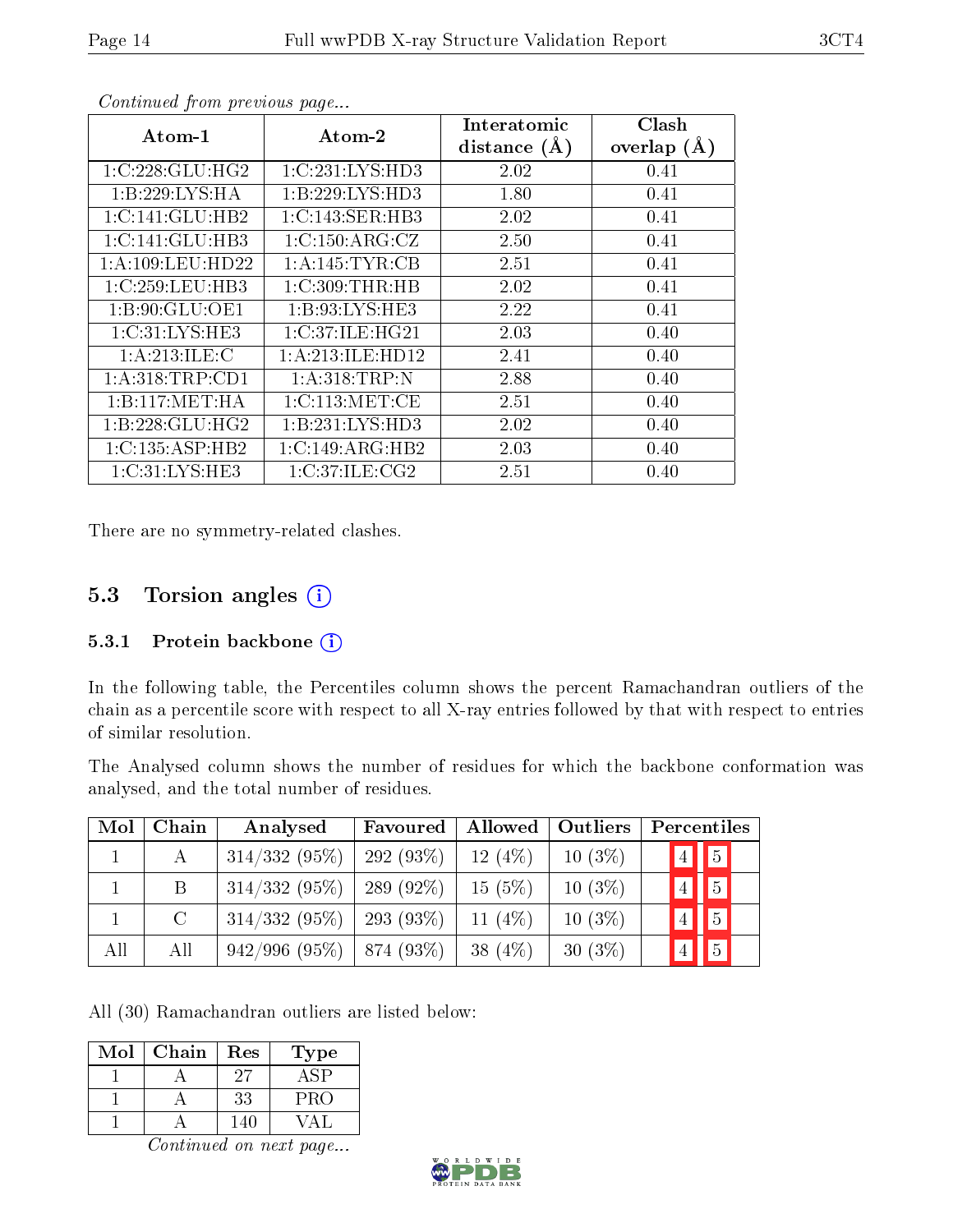*Continued from previous page...*

| Atom-1 | Atom-2 | Interatomic distance (Å) | Clash overlap (Å) |
|---|---|---|---|
| 1:C:228:GLU:HG2 | 1:C:231:LYS:HD3 | 2.02 | 0.41 |
| 1:B:229:LYS:HA | 1:B:229:LYS:HD3 | 1.80 | 0.41 |
| 1:C:141:GLU:HB2 | 1:C:143:SER:HB3 | 2.02 | 0.41 |
| 1:C:141:GLU:HB3 | 1:C:150:ARG:CZ | 2.50 | 0.41 |
| 1:A:109:LEU:HD22 | 1:A:145:TYR:CB | 2.51 | 0.41 |
| 1:C:259:LEU:HB3 | 1:C:309:THR:HB | 2.02 | 0.41 |
| 1:B:90:GLU:OE1 | 1:B:93:LYS:HE3 | 2.22 | 0.41 |
| 1:C:31:LYS:HE3 | 1:C:37:ILE:HG21 | 2.03 | 0.40 |
| 1:A:213:ILE:C | 1:A:213:ILE:HD12 | 2.41 | 0.40 |
| 1:A:318:TRP:CD1 | 1:A:318:TRP:N | 2.88 | 0.40 |
| 1:B:117:MET:HA | 1:C:113:MET:CE | 2.51 | 0.40 |
| 1:B:228:GLU:HG2 | 1:B:231:LYS:HD3 | 2.02 | 0.40 |
| 1:C:135:ASP:HB2 | 1:C:149:ARG:HB2 | 2.03 | 0.40 |
| 1:C:31:LYS:HE3 | 1:C:37:ILE:CG2 | 2.51 | 0.40 |

There are no symmetry-related clashes.

### 5.3 Torsion angles

#### 5.3.1 Protein backbone

In the following table, the Percentiles column shows the percent Ramachandran outliers of the chain as a percentile score with respect to all X-ray entries followed by that with respect to entries of similar resolution.

The Analysed column shows the number of residues for which the backbone conformation was analysed, and the total number of residues.

| Mol | Chain | Analysed | Favoured | Allowed | Outliers | Percentiles | |
|---|---|---|---|---|---|---|---|
| 1 | A | 314/332 (95%) | 292 (93%) | 12 (4%) | 10 (3%) | 4 | 5 |
| 1 | B | 314/332 (95%) | 289 (92%) | 15 (5%) | 10 (3%) | 4 | 5 |
| 1 | C | 314/332 (95%) | 293 (93%) | 11 (4%) | 10 (3%) | 4 | 5 |
| All | All | 942/996 (95%) | 874 (93%) | 38 (4%) | 30 (3%) | 4 | 5 |

All (30) Ramachandran outliers are listed below:

| Mol | Chain | Res | Type |
|---|---|---|---|
| 1 | A | 27 | ASP |
| 1 | A | 33 | PRO |
| 1 | A | 140 | VAL |

*Continued on next page...*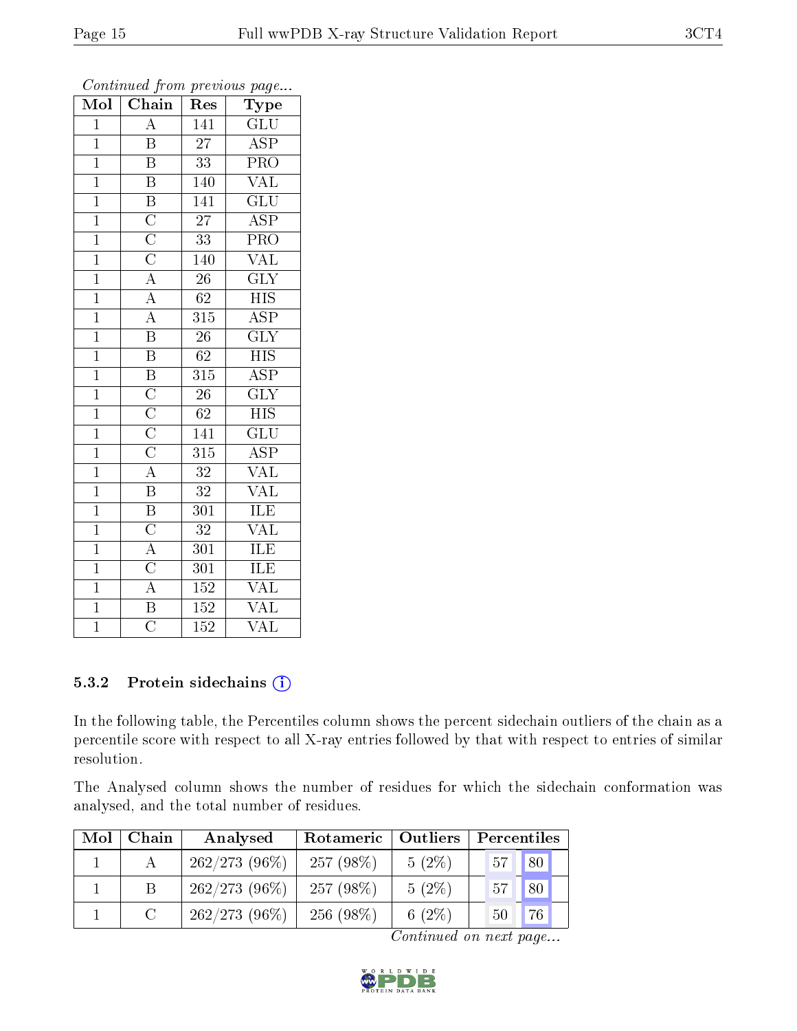*Continued from previous page...*

| Mol | Chain | Res | Type |
|---|---|---|---|
| 1 | A | 141 | GLU |
| 1 | B | 27 | ASP |
| 1 | B | 33 | PRO |
| 1 | B | 140 | VAL |
| 1 | B | 141 | GLU |
| 1 | C | 27 | ASP |
| 1 | C | 33 | PRO |
| 1 | C | 140 | VAL |
| 1 | A | 26 | GLY |
| 1 | A | 62 | HIS |
| 1 | A | 315 | ASP |
| 1 | B | 26 | GLY |
| 1 | B | 62 | HIS |
| 1 | B | 315 | ASP |
| 1 | C | 26 | GLY |
| 1 | C | 62 | HIS |
| 1 | C | 141 | GLU |
| 1 | C | 315 | ASP |
| 1 | A | 32 | VAL |
| 1 | B | 32 | VAL |
| 1 | B | 301 | ILE |
| 1 | C | 32 | VAL |
| 1 | A | 301 | ILE |
| 1 | C | 301 | ILE |
| 1 | A | 152 | VAL |
| 1 | B | 152 | VAL |
| 1 | C | 152 | VAL |

### 5.3.2 Protein sidechains

In the following table, the Percentiles column shows the percent sidechain outliers of the chain as a percentile score with respect to all X-ray entries followed by that with respect to entries of similar resolution.

The Analysed column shows the number of residues for which the sidechain conformation was analysed, and the total number of residues.

| Mol | Chain | Analysed | Rotameric | Outliers | Percentiles | |
|---|---|---|---|---|---|---|
| 1 | A | 262/273 (96%) | 257 (98%) | 5 (2%) | 57 | 80 |
| 1 | B | 262/273 (96%) | 257 (98%) | 5 (2%) | 57 | 80 |
| 1 | C | 262/273 (96%) | 256 (98%) | 6 (2%) | 50 | 76 |

*Continued on next page...*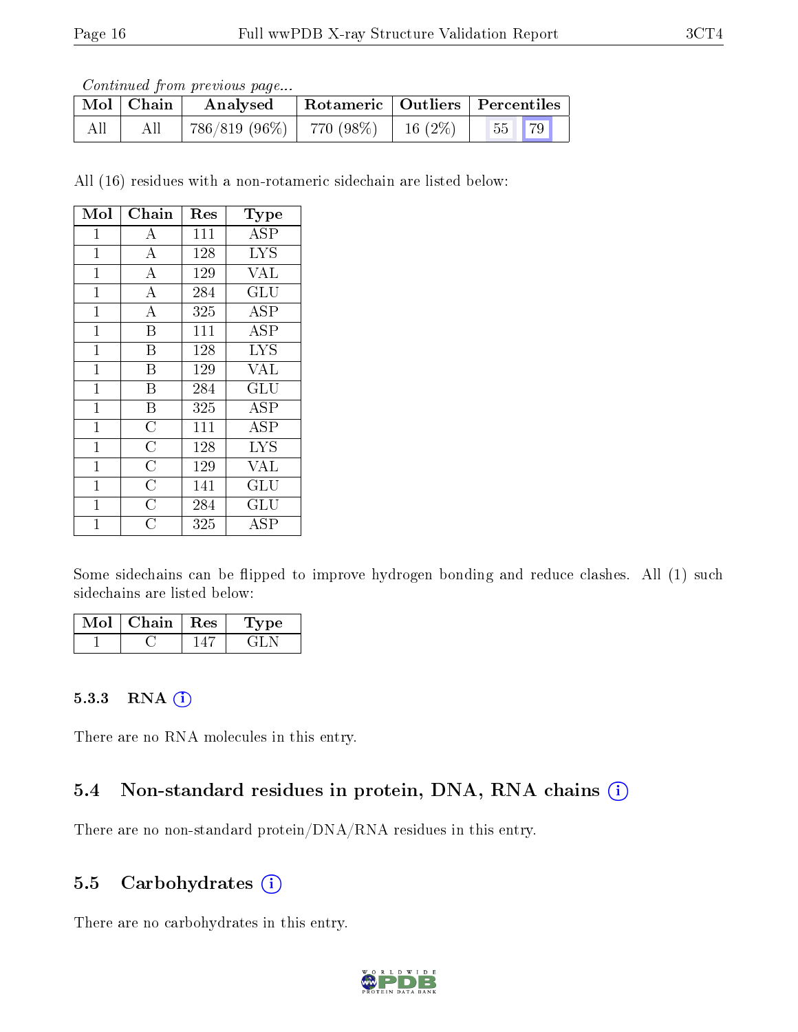*Continued from previous page...*

| Mol | Chain | Analysed | Rotameric | Outliers | Percentiles | |
|---|---|---|---|---|---|---|
| All | All | 786/819 (96%) | 770 (98%) | 16 (2%) | 55 | 79 |

All (16) residues with a non-rotameric sidechain are listed below:

| Mol | Chain | Res | Type |
|---|---|---|---|
| 1 | A | 111 | ASP |
| 1 | A | 128 | LYS |
| 1 | A | 129 | VAL |
| 1 | A | 284 | GLU |
| 1 | A | 325 | ASP |
| 1 | B | 111 | ASP |
| 1 | B | 128 | LYS |
| 1 | B | 129 | VAL |
| 1 | B | 284 | GLU |
| 1 | B | 325 | ASP |
| 1 | C | 111 | ASP |
| 1 | C | 128 | LYS |
| 1 | C | 129 | VAL |
| 1 | C | 141 | GLU |
| 1 | C | 284 | GLU |
| 1 | C | 325 | ASP |

Some sidechains can be flipped to improve hydrogen bonding and reduce clashes. All (1) such sidechains are listed below:

| Mol | Chain | Res | Type |
|---|---|---|---|
| 1 | C | 147 | GLN |

#### 5.3.3 RNA

There are no RNA molecules in this entry.

### 5.4 Non-standard residues in protein, DNA, RNA chains

There are no non-standard protein/DNA/RNA residues in this entry.

### 5.5 Carbohydrates

There are no carbohydrates in this entry.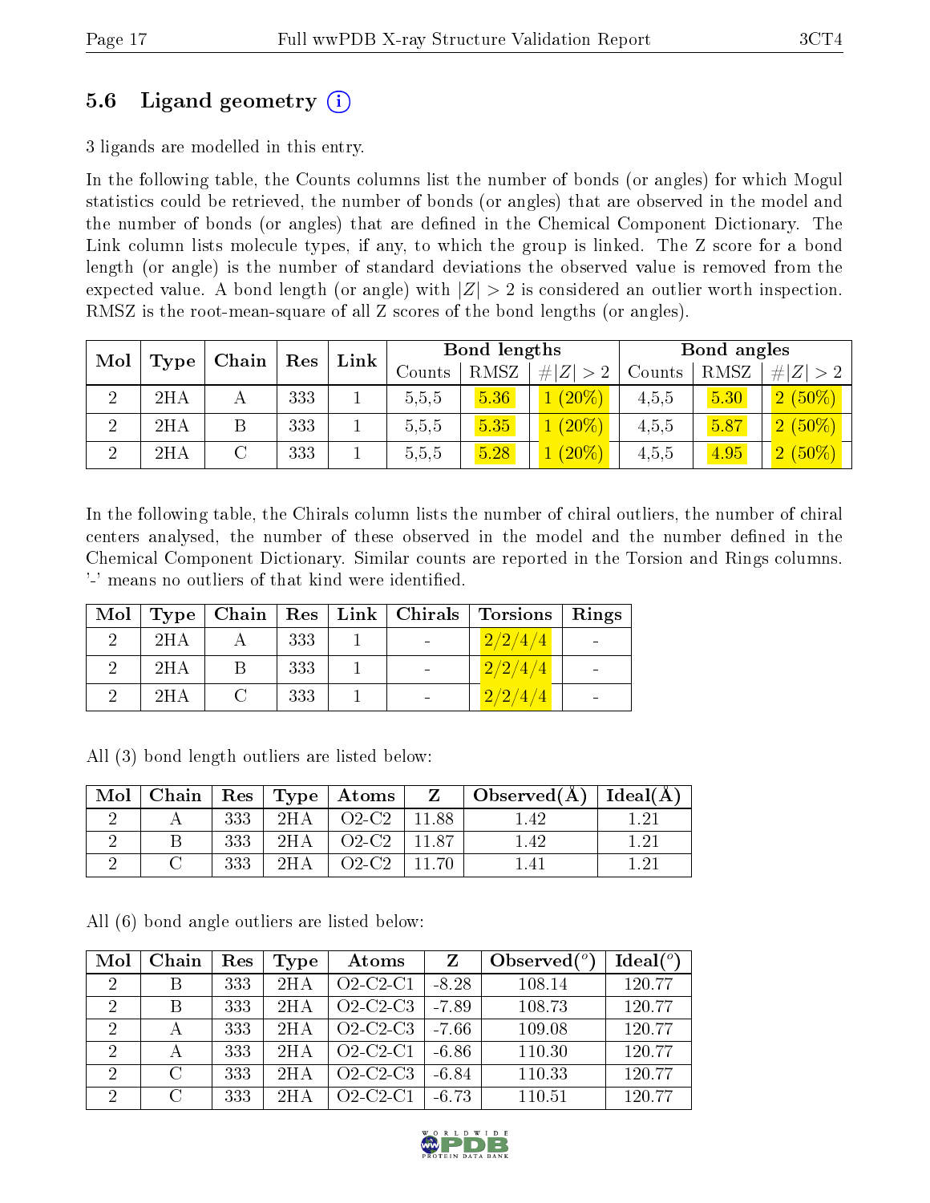## 5.6 Ligand geometry (i)

3 ligands are modelled in this entry.

In the following table, the Counts columns list the number of bonds (or angles) for which Mogul statistics could be retrieved, the number of bonds (or angles) that are observed in the model and the number of bonds (or angles) that are defined in the Chemical Component Dictionary. The Link column lists molecule types, if any, to which the group is linked. The Z score for a bond length (or angle) is the number of standard deviations the observed value is removed from the expected value. A bond length (or angle) with $|Z| > 2$ is considered an outlier worth inspection. RMSZ is the root-mean-square of all Z scores of the bond lengths (or angles).

| Mol | Type | Chain | Res | Link | Bond lengths | | | Bond angles | | |
|---|---|---|---|---|---|---|---|---|---|---|
| | | | | | Counts | RMSZ | $\#\|Z\| > 2$ | Counts | RMSZ | $\#\|Z\| > 2$ |
| 2 | 2HA | A | 333 | 1 | 5,5,5 | 5.36 | 1 (20%) | 4,5,5 | 5.30 | 2 (50%) |
| 2 | 2HA | B | 333 | 1 | 5,5,5 | 5.35 | 1 (20%) | 4,5,5 | 5.87 | 2 (50%) |
| 2 | 2HA | C | 333 | 1 | 5,5,5 | 5.28 | 1 (20%) | 4,5,5 | 4.95 | 2 (50%) |

In the following table, the Chirals column lists the number of chiral outliers, the number of chiral centers analysed, the number of these observed in the model and the number defined in the Chemical Component Dictionary. Similar counts are reported in the Torsion and Rings columns. '-' means no outliers of that kind were identified.

| Mol | Type | Chain | Res | Link | Chirals | Torsions | Rings |
|---|---|---|---|---|---|---|---|
| 2 | 2HA | A | 333 | 1 | - | 2/2/4/4 | - |
| 2 | 2HA | B | 333 | 1 | - | 2/2/4/4 | - |
| 2 | 2HA | C | 333 | 1 | - | 2/2/4/4 | - |

All (3) bond length outliers are listed below:

| Mol | Chain | Res | Type | Atoms | Z | Observed(Å) | Ideal(Å) |
|---|---|---|---|---|---|---|---|
| 2 | A | 333 | 2HA | O2-C2 | 11.88 | 1.42 | 1.21 |
| 2 | B | 333 | 2HA | O2-C2 | 11.87 | 1.42 | 1.21 |
| 2 | C | 333 | 2HA | O2-C2 | 11.70 | 1.41 | 1.21 |

All (6) bond angle outliers are listed below:

| Mol | Chain | Res | Type | Atoms | Z | Observed($^o$) | Ideal($^o$) |
|---|---|---|---|---|---|---|---|
| 2 | B | 333 | 2HA | O2-C2-C1 | -8.28 | 108.14 | 120.77 |
| 2 | B | 333 | 2HA | O2-C2-C3 | -7.89 | 108.73 | 120.77 |
| 2 | A | 333 | 2HA | O2-C2-C3 | -7.66 | 109.08 | 120.77 |
| 2 | A | 333 | 2HA | O2-C2-C1 | -6.86 | 110.30 | 120.77 |
| 2 | C | 333 | 2HA | O2-C2-C3 | -6.84 | 110.33 | 120.77 |
| 2 | C | 333 | 2HA | O2-C2-C1 | -6.73 | 110.51 | 120.77 |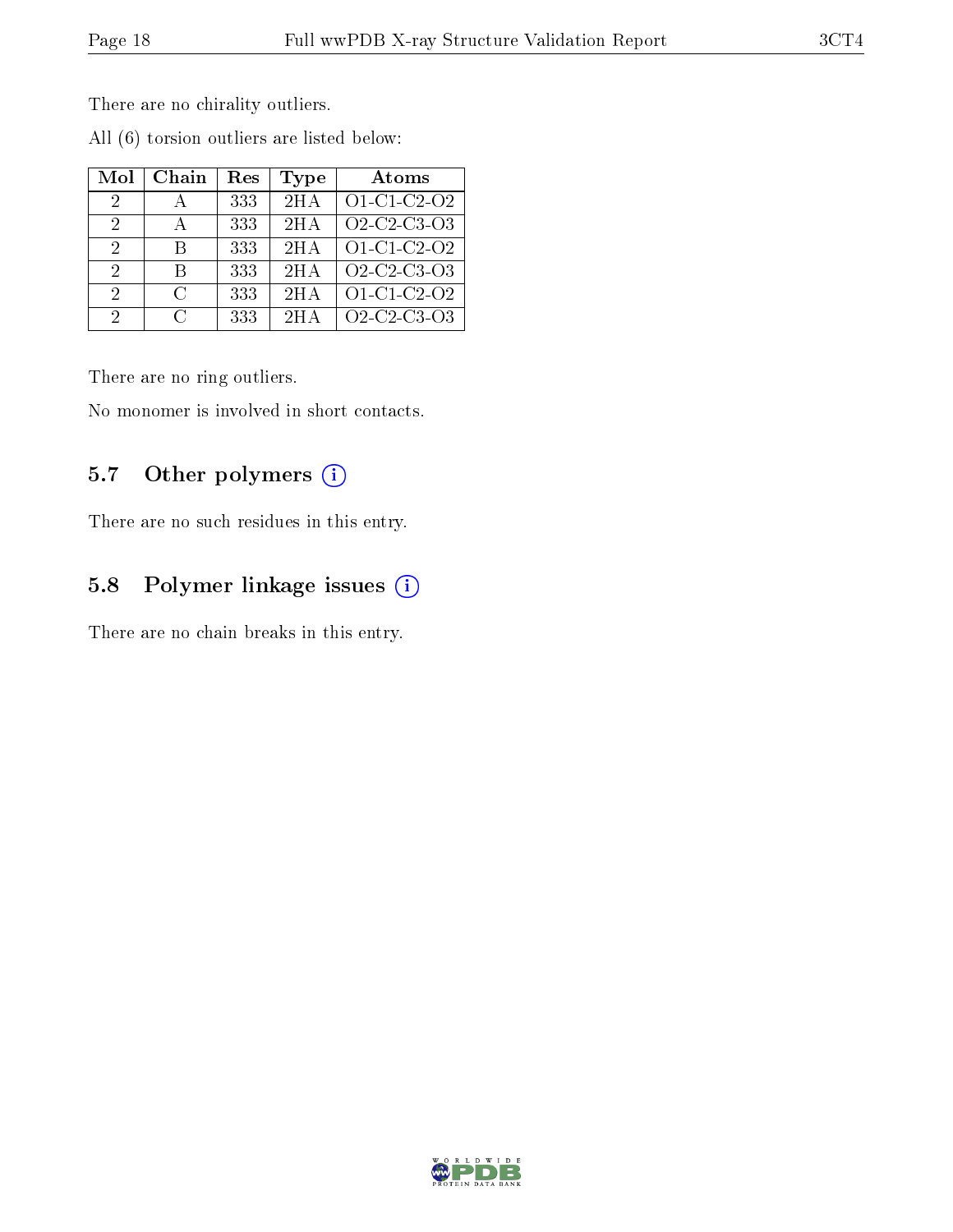There are no chirality outliers.

All (6) torsion outliers are listed below:

| Mol | Chain | Res | Type | Atoms |
| --- | --- | --- | --- | --- |
| 2 | A | 333 | 2HA | O1-C1-C2-O2 |
| 2 | A | 333 | 2HA | O2-C2-C3-O3 |
| 2 | B | 333 | 2HA | O1-C1-C2-O2 |
| 2 | B | 333 | 2HA | O2-C2-C3-O3 |
| 2 | C | 333 | 2HA | O1-C1-C2-O2 |
| 2 | C | 333 | 2HA | O2-C2-C3-O3 |

There are no ring outliers.

No monomer is involved in short contacts.

### 5.7 Other polymers

There are no such residues in this entry.

### 5.8 Polymer linkage issues

There are no chain breaks in this entry.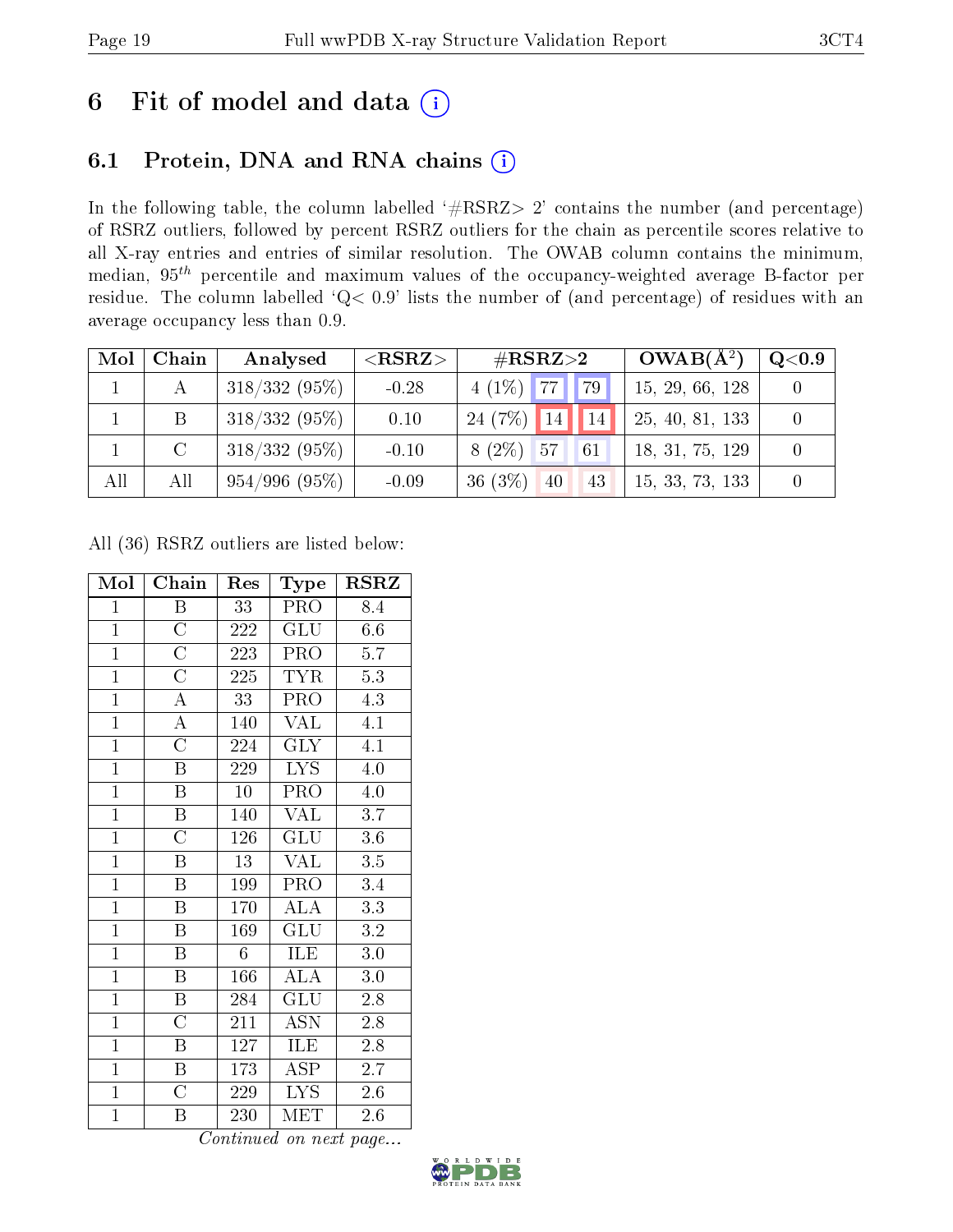# 6 Fit of model and data (i)

## 6.1 Protein, DNA and RNA chains (i)

In the following table, the column labelled '#RSRZ> 2' contains the number (and percentage) of RSRZ outliers, followed by percent RSRZ outliers for the chain as percentile scores relative to all X-ray entries and entries of similar resolution. The OWAB column contains the minimum, median, $95^{th}$ percentile and maximum values of the occupancy-weighted average B-factor per residue. The column labelled 'Q< 0.9' lists the number of (and percentage) of residues with an average occupancy less than 0.9.

| Mol | Chain | Analysed | <RSRZ> | #RSRZ>2 | | | OWAB(Å²) | Q<0.9 |
|---|---|---|---|---|---|---|---|---|
| 1 | A | 318/332 (95%) | -0.28 | 4 (1%) | 77 | 79 | 15, 29, 66, 128 | 0 |
| 1 | B | 318/332 (95%) | 0.10 | 24 (7%) | 14 | 14 | 25, 40, 81, 133 | 0 |
| 1 | C | 318/332 (95%) | -0.10 | 8 (2%) | 57 | 61 | 18, 31, 75, 129 | 0 |
| All | All | 954/996 (95%) | -0.09 | 36 (3%) | 40 | 43 | 15, 33, 73, 133 | 0 |

All (36) RSRZ outliers are listed below:

| Mol | Chain | Res | Type | RSRZ |
|---|---|---|---|---|
| 1 | B | 33 | PRO | 8.4 |
| 1 | C | 222 | GLU | 6.6 |
| 1 | C | 223 | PRO | 5.7 |
| 1 | C | 225 | TYR | 5.3 |
| 1 | A | 33 | PRO | 4.3 |
| 1 | A | 140 | VAL | 4.1 |
| 1 | C | 224 | GLY | 4.1 |
| 1 | B | 229 | LYS | 4.0 |
| 1 | B | 10 | PRO | 4.0 |
| 1 | B | 140 | VAL | 3.7 |
| 1 | C | 126 | GLU | 3.6 |
| 1 | B | 13 | VAL | 3.5 |
| 1 | B | 199 | PRO | 3.4 |
| 1 | B | 170 | ALA | 3.3 |
| 1 | B | 169 | GLU | 3.2 |
| 1 | B | 6 | ILE | 3.0 |
| 1 | B | 166 | ALA | 3.0 |
| 1 | B | 284 | GLU | 2.8 |
| 1 | C | 211 | ASN | 2.8 |
| 1 | B | 127 | ILE | 2.8 |
| 1 | B | 173 | ASP | 2.7 |
| 1 | C | 229 | LYS | 2.6 |
| 1 | B | 230 | MET | 2.6 |

*Continued on next page...*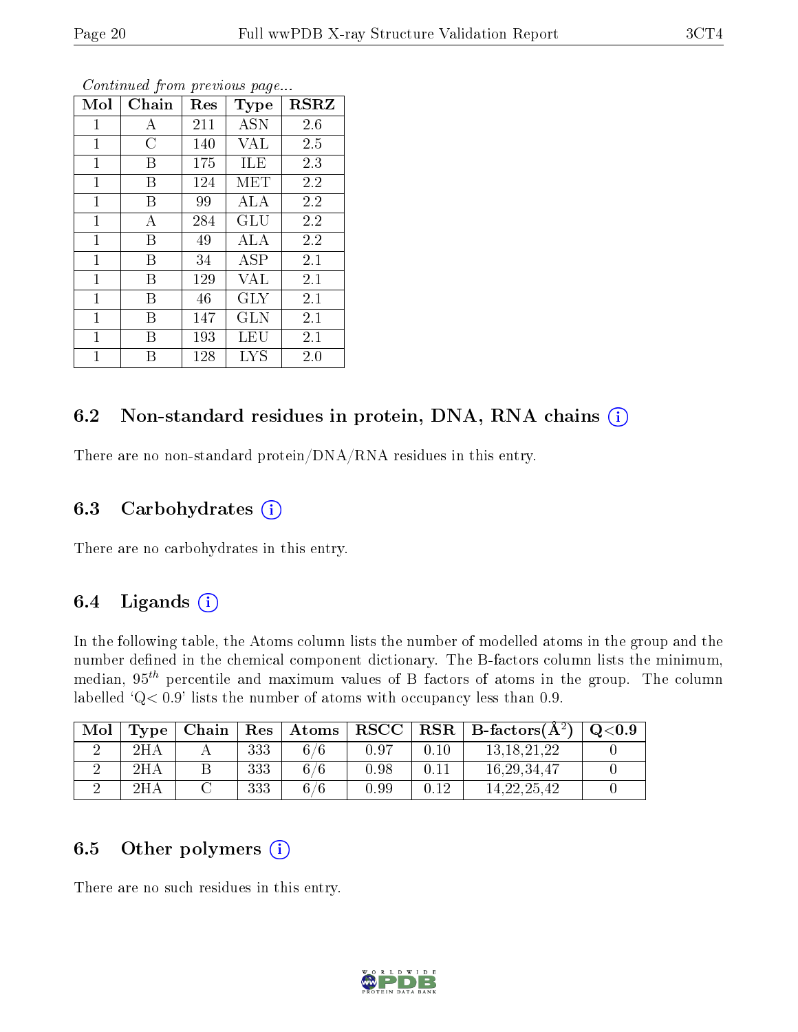*Continued from previous page...*

| Mol | Chain | Res | Type | RSRZ |
|---|---|---|---|---|
| 1 | A | 211 | ASN | 2.6 |
| 1 | C | 140 | VAL | 2.5 |
| 1 | B | 175 | ILE | 2.3 |
| 1 | B | 124 | MET | 2.2 |
| 1 | B | 99 | ALA | 2.2 |
| 1 | A | 284 | GLU | 2.2 |
| 1 | B | 49 | ALA | 2.2 |
| 1 | B | 34 | ASP | 2.1 |
| 1 | B | 129 | VAL | 2.1 |
| 1 | B | 46 | GLY | 2.1 |
| 1 | B | 147 | GLN | 2.1 |
| 1 | B | 193 | LEU | 2.1 |
| 1 | B | 128 | LYS | 2.0 |

## 6.2 Non-standard residues in protein, DNA, RNA chains

There are no non-standard protein/DNA/RNA residues in this entry.

## 6.3 Carbohydrates

There are no carbohydrates in this entry.

## 6.4 Ligands

In the following table, the Atoms column lists the number of modelled atoms in the group and the number defined in the chemical component dictionary. The B-factors column lists the minimum, median, $95^{th}$ percentile and maximum values of B factors of atoms in the group. The column labelled 'Q< 0.9' lists the number of atoms with occupancy less than 0.9.

| Mol | Type | Chain | Res | Atoms | RSCC | RSR | B-factors(Å$^2$) | Q<0.9 |
|---|---|---|---|---|---|---|---|---|
| 2 | 2HA | A | 333 | 6/6 | 0.97 | 0.10 | 13,18,21,22 | 0 |
| 2 | 2HA | B | 333 | 6/6 | 0.98 | 0.11 | 16,29,34,47 | 0 |
| 2 | 2HA | C | 333 | 6/6 | 0.99 | 0.12 | 14,22,25,42 | 0 |

## 6.5 Other polymers

There are no such residues in this entry.